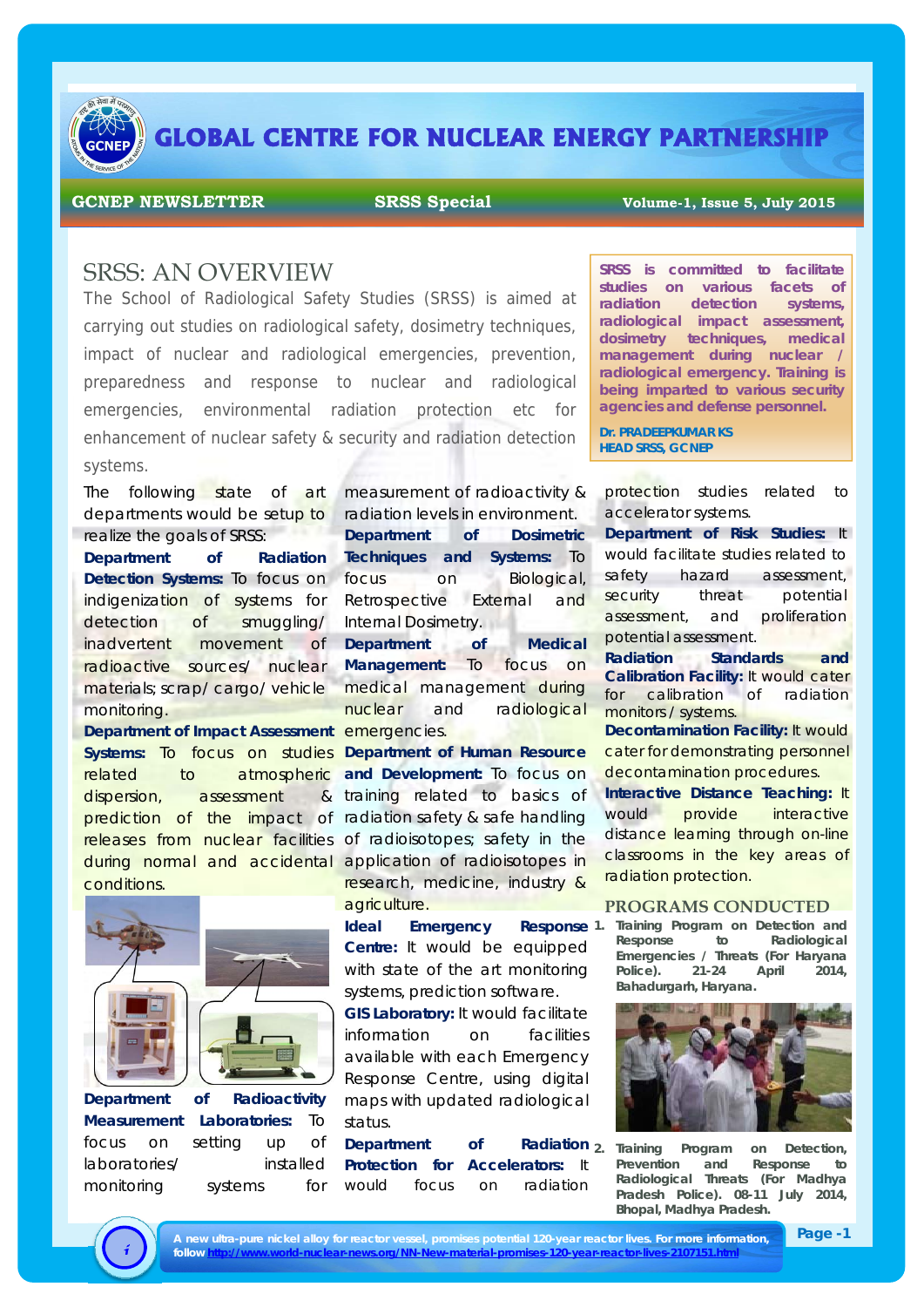# GLOBAL CENTRE FOR NUCLEAR ENERGY PARTNERSHIP

**GCNEP NEWSLETTER** **SRSS Special** **Volume-1, Issue 5, July 2015**

## SRSS: AN OVERVIEW

The School of Radiological Safety Studies (SRSS) is aimed at carrying out studies on radiological safety, dosimetry techniques, impact of nuclear and radiological emergencies, prevention, preparedness and response to nuclear and radiological emergencies, environmental radiation protection etc for enhancement of nuclear safety & security and radiation detection systems.

> **SRSS is committed to facilitate studies on various facets of radiation detection systems, radiological impact assessment, dosimetry techniques, medical management during nuclear / radiological emergency. Training is being imparted to various security agencies and defense personnel.**
>
> **Dr. PRADEEPKUMAR KS**
> **HEAD SRSS, GCNEP**

The following state of art departments would be setup to realize the goals of SRSS:

**Department of Radiation Detection Systems:** To focus on indigenization of systems for detection of smuggling/ inadvertent movement of radioactive sources/ nuclear materials; scrap/ cargo/ vehicle monitoring.

**Department of Impact Assessment Systems:** To focus on studies related to atmospheric dispersion, assessment & prediction of the impact of releases from nuclear facilities during normal and accidental conditions.

**Department of Radioactivity Measurement Laboratories:** To focus on setting up of laboratories/ installed monitoring systems for measurement of radioactivity & radiation levels in environment.

**Department of Dosimetric Techniques and Systems:** To focus on Biological, Retrospective External and Internal Dosimetry.

**Department of Medical Management:** To focus on medical management during nuclear and radiological emergencies.

**Department of Human Resource and Development:** To focus on training related to basics of radiation safety & safe handling of radioisotopes; safety in the application of radioisotopes in research, medicine, industry & agriculture.

**Ideal Emergency Response Centre:** It would be equipped with state of the art monitoring systems, prediction software.

**GIS Laboratory:** It would facilitate information on facilities available with each Emergency Response Centre, using digital maps with updated radiological status.

**Department of Radiation Protection for Accelerators:** It would focus on radiation protection studies related to accelerator systems.

**Department of Risk Studies:** It would facilitate studies related to safety hazard assessment, security threat potential assessment, and proliferation potential assessment.

**Radiation Standards and Calibration Facility:** It would cater for calibration of radiation monitors / systems.

**Decontamination Facility:** It would cater for demonstrating personnel decontamination procedures.

**Interactive Distance Teaching:** It would provide interactive distance learning through on-line classrooms in the key areas of radiation protection.

### PROGRAMS CONDUCTED

1. **Training Program on Detection and Response to Radiological Emergencies / Threats (For Haryana Police). 21-24 April 2014, Bahadurgarh, Haryana.**
2. **Training Program on Detection, Prevention and Response to Radiological Threats (For Madhya Pradesh Police). 08-11 July 2014, Bhopal, Madhya Pradesh.**

A new ultra-pure nickel alloy for reactor vessel, promises potential 120-year reactor lives. For more information, follow http://www.world-nuclear-news.org/NN-New-material-promises-120-year-reactor-lives-2107151.html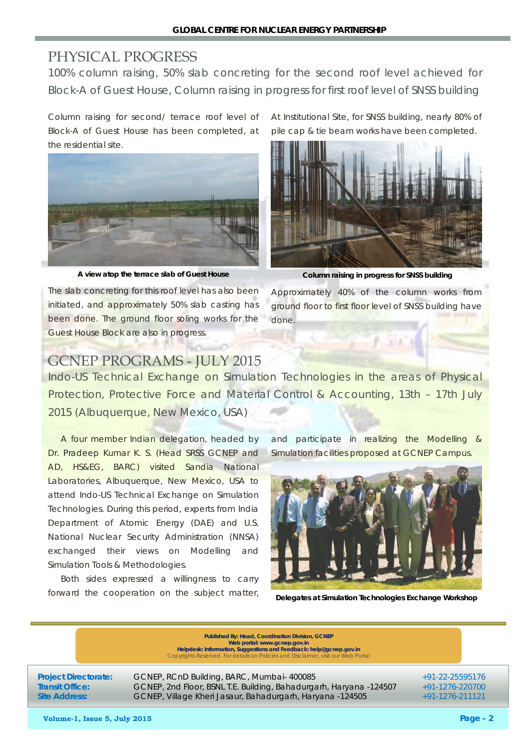# PHYSICAL PROGRESS

## 100% column raising, 50% slab concreting for the second roof level achieved for Block-A of Guest House, Column raising in progress for first roof level of SNSS building

Column raising for second/ terrace roof level of Block-A of Guest House has been completed, at the residential site.

**A view atop the terrace slab of Guest House**

The slab concreting for this roof level has also been initiated, and approximately 50% slab casting has been done. The ground floor soling works for the Guest House Block are also in progress.

At Institutional Site, for SNSS building, nearly 80% of pile cap & tie beam works have been completed.

**Column raising in progress for SNSS building**

Approximately 40% of the column works from ground floor to first floor level of SNSS building have done.

# GCNEP PROGRAMS - JULY 2015

## Indo-US Technical Exchange on Simulation Technologies in the areas of Physical Protection, Protective Force and Material Control & Accounting, 13th – 17th July 2015 (Albuquerque, New Mexico, USA)

A four member Indian delegation, headed by Dr. Pradeep Kumar K. S. (Head SRSS GCNEP and AD, HS&EG, BARC) visited Sandia National Laboratories, Albuquerque, New Mexico, USA to attend Indo-US Technical Exchange on Simulation Technologies. During this period, experts from India Department of Atomic Energy (DAE) and U.S. National Nuclear Security Administration (NNSA) exchanged their views on Modelling and Simulation Tools & Methodologies.

Both sides expressed a willingness to carry forward the cooperation on the subject matter, and participate in realizing the Modelling & Simulation facilities proposed at GCNEP Campus.

**Delegates at Simulation Technologies Exchange Workshop**

**Published By: Head, Coordination Division, GCNEP**
**Web portal: www.gcnep.gov.in**
**Helpdesk: Information, Suggestions and Feedback: help@gcnep.gov.in**
Copyrights Reserved. For details on Policies and Disclaimer, visit our Web Portal

| | | |
|---|---|---|
| **Project Directorate:** | GCNEP, RCnD Building, BARC, Mumbai- 400085 | +91-22-25595176 |
| **Transit Office:** | GCNEP, 2nd Floor, BSNL T.E. Building, Bahadurgarh, Haryana -124507 | +91-1276-220700 |
| **Site Address:** | GCNEP, Village Kheri Jasaur, Bahadurgarh, Haryana -124505 | +91-1276-211121 |